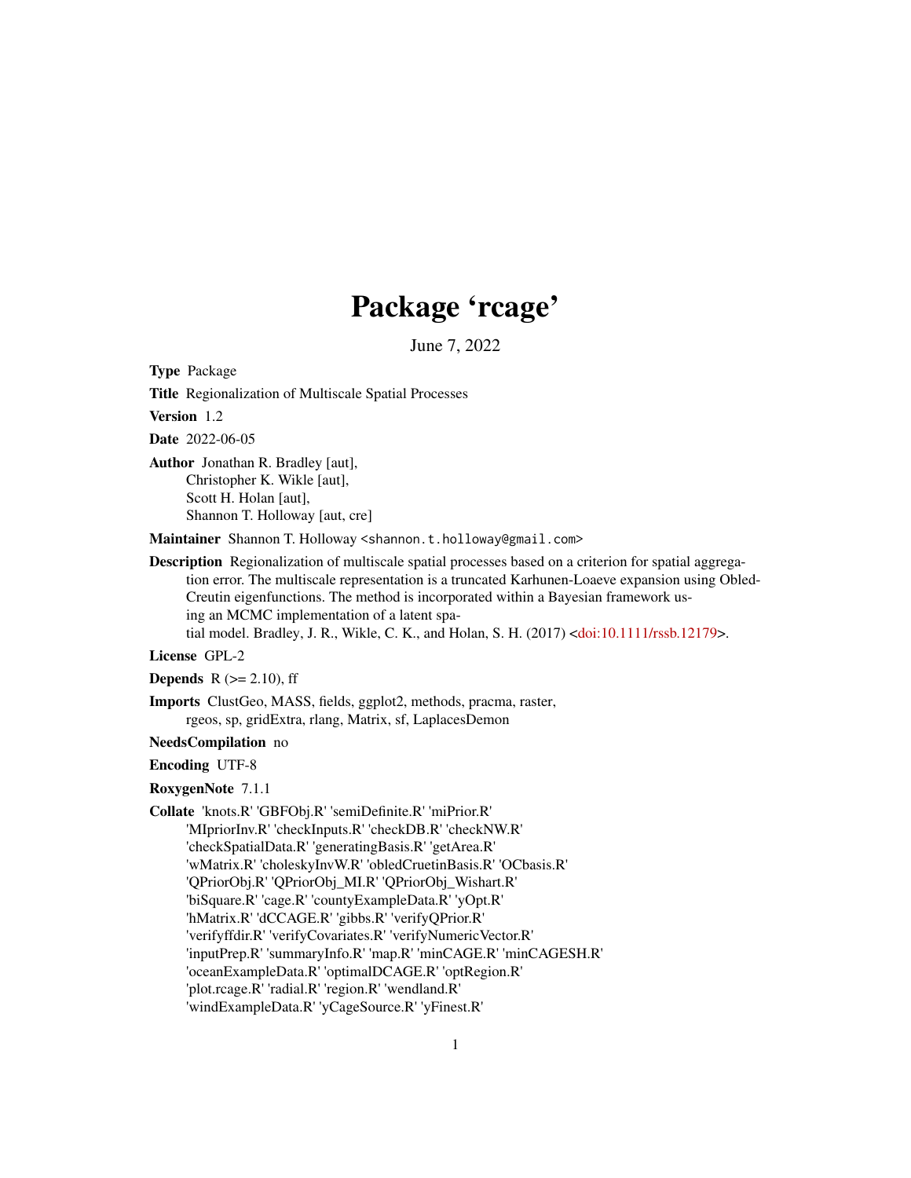# Package 'rcage'

June 7, 2022

**Type** Package

**Title** Regionalization of Multiscale Spatial Processes

**Version** 1.2

**Date** 2022-06-05

**Author** Jonathan R. Bradley [aut],
Christopher K. Wikle [aut],
Scott H. Holan [aut],
Shannon T. Holloway [aut, cre]

**Maintainer** Shannon T. Holloway <shannon.t.holloway@gmail.com>

**Description** Regionalization of multiscale spatial processes based on a criterion for spatial aggregation error. The multiscale representation is a truncated Karhunen-Loaeve expansion using Obled-Creutin eigenfunctions. The method is incorporated within a Bayesian framework using an MCMC implementation of a latent spatial model. Bradley, J. R., Wikle, C. K., and Holan, S. H. (2017) <doi:10.1111/rssb.12179>.

**License** GPL-2

**Depends** R (>= 2.10), ff

**Imports** ClustGeo, MASS, fields, ggplot2, methods, pracma, raster, rgeos, sp, gridExtra, rlang, Matrix, sf, LaplacesDemon

**NeedsCompilation** no

**Encoding** UTF-8

**RoxygenNote** 7.1.1

**Collate** 'knots.R' 'GBFObj.R' 'semiDefinite.R' 'miPrior.R' 'MIpriorInv.R' 'checkInputs.R' 'checkDB.R' 'checkNW.R' 'checkSpatialData.R' 'generatingBasis.R' 'getArea.R' 'wMatrix.R' 'choleskyInvW.R' 'obledCruetinBasis.R' 'OCbasis.R' 'QPriorObj.R' 'QPriorObj_MI.R' 'QPriorObj_Wishart.R' 'biSquare.R' 'cage.R' 'countyExampleData.R' 'yOpt.R' 'hMatrix.R' 'dCCAGE.R' 'gibbs.R' 'verifyQPrior.R' 'verifyffdir.R' 'verifyCovariates.R' 'verifyNumericVector.R' 'inputPrep.R' 'summaryInfo.R' 'map.R' 'minCAGE.R' 'minCAGESH.R' 'oceanExampleData.R' 'optimalDCAGE.R' 'optRegion.R' 'plot.rcage.R' 'radial.R' 'region.R' 'wendland.R' 'windExampleData.R' 'yCageSource.R' 'yFinest.R'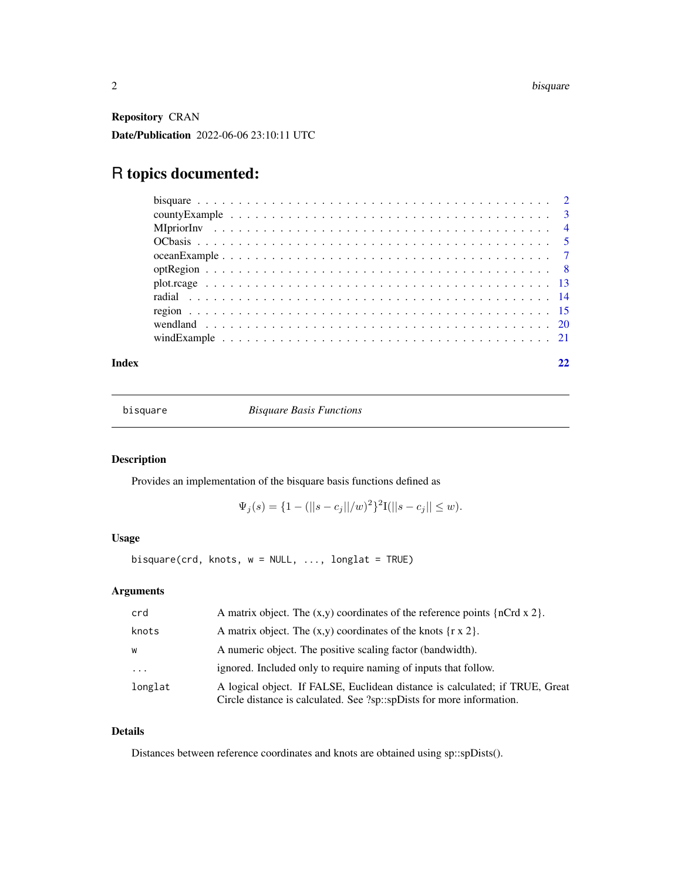**Repository** CRAN

**Date/Publication** 2022-06-06 23:10:11 UTC

# R topics documented:

- bisquare . . . . . . . . . . . . . . . . . . . . . . . . . . . . . . . . . . . . . . . . . . . 2
- countyExample . . . . . . . . . . . . . . . . . . . . . . . . . . . . . . . . . . . . . . . 3
- MIpriorInv . . . . . . . . . . . . . . . . . . . . . . . . . . . . . . . . . . . . . . . . . 4
- OCbasis . . . . . . . . . . . . . . . . . . . . . . . . . . . . . . . . . . . . . . . . . . 5
- oceanExample . . . . . . . . . . . . . . . . . . . . . . . . . . . . . . . . . . . . . . . 7
- optRegion . . . . . . . . . . . . . . . . . . . . . . . . . . . . . . . . . . . . . . . . . 8
- plot.rcage . . . . . . . . . . . . . . . . . . . . . . . . . . . . . . . . . . . . . . . . . 13
- radial . . . . . . . . . . . . . . . . . . . . . . . . . . . . . . . . . . . . . . . . . . . 14
- region . . . . . . . . . . . . . . . . . . . . . . . . . . . . . . . . . . . . . . . . . . . 15
- wendland . . . . . . . . . . . . . . . . . . . . . . . . . . . . . . . . . . . . . . . . . 20
- windExample . . . . . . . . . . . . . . . . . . . . . . . . . . . . . . . . . . . . . . . 21

**Index** 22

---

`bisquare` *Bisquare Basis Functions*

---

## Description

Provides an implementation of the bisquare basis functions defined as

$$\Psi_j(s) = \{1 - (||s - c_j||/w)^2\}^2 \mathrm{I}(||s - c_j|| \leq w).$$

## Usage

```
bisquare(crd, knots, w = NULL, ..., longlat = TRUE)
```

## Arguments

| | |
|---|---|
| `crd` | A matrix object. The (x,y) coordinates of the reference points {nCrd x 2}. |
| `knots` | A matrix object. The (x,y) coordinates of the knots {r x 2}. |
| `w` | A numeric object. The positive scaling factor (bandwidth). |
| `...` | ignored. Included only to require naming of inputs that follow. |
| `longlat` | A logical object. If FALSE, Euclidean distance is calculated; if TRUE, Great Circle distance is calculated. See ?sp::spDists for more information. |

## Details

Distances between reference coordinates and knots are obtained using sp::spDists().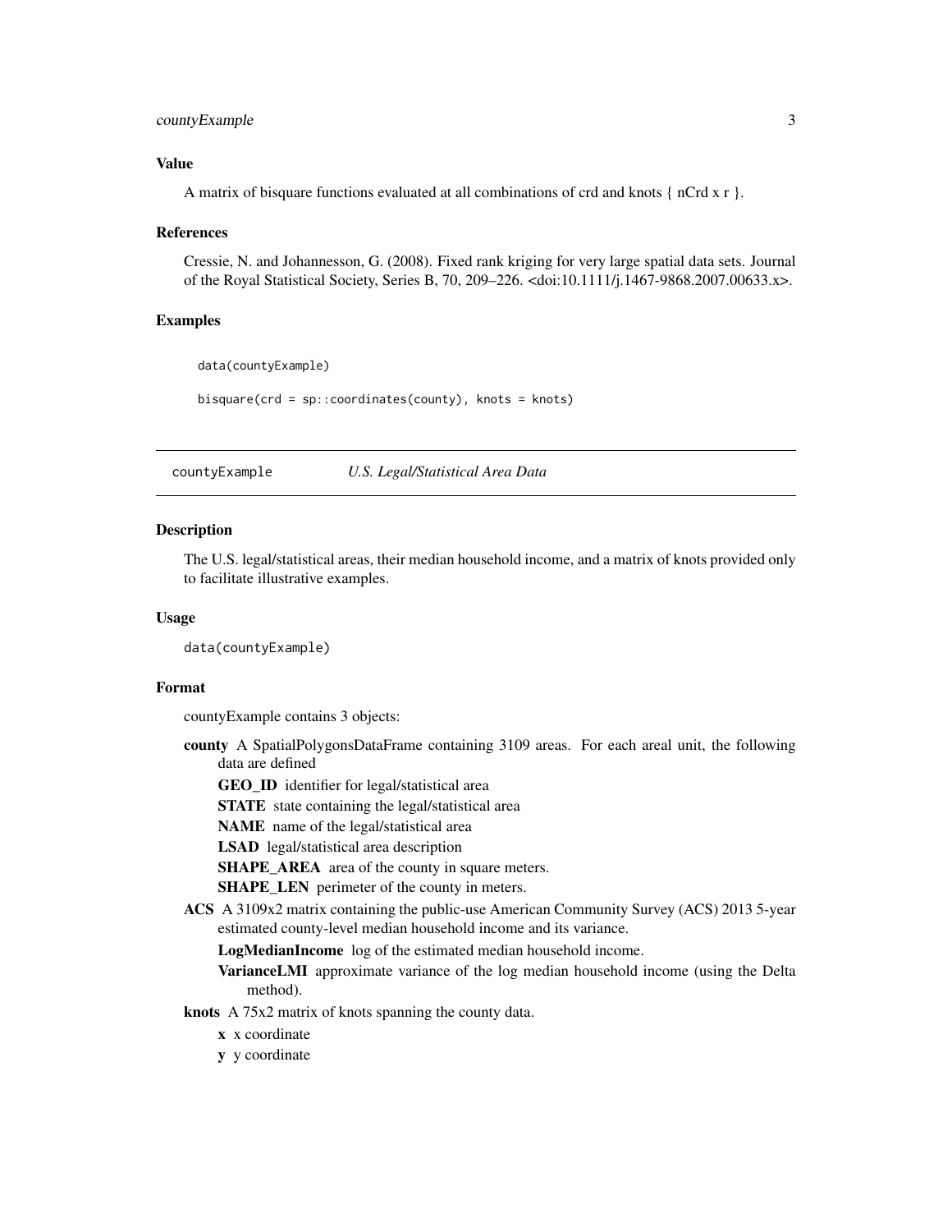### Value

A matrix of bisquare functions evaluated at all combinations of crd and knots { nCrd x r }.

### References

Cressie, N. and Johannesson, G. (2008). Fixed rank kriging for very large spatial data sets. Journal of the Royal Statistical Society, Series B, 70, 209–226. <doi:10.1111/j.1467-9868.2007.00633.x>.

### Examples

```
data(countyExample)

bisquare(crd = sp::coordinates(county), knots = knots)
```

---

## countyExample *U.S. Legal/Statistical Area Data*

---

### Description

The U.S. legal/statistical areas, their median household income, and a matrix of knots provided only to facilitate illustrative examples.

### Usage

```
data(countyExample)
```

### Format

countyExample contains 3 objects:

**county** A SpatialPolygonsDataFrame containing 3109 areas. For each areal unit, the following data are defined

- **GEO_ID** identifier for legal/statistical area
- **STATE** state containing the legal/statistical area
- **NAME** name of the legal/statistical area
- **LSAD** legal/statistical area description
- **SHAPE_AREA** area of the county in square meters.
- **SHAPE_LEN** perimeter of the county in meters.

**ACS** A 3109x2 matrix containing the public-use American Community Survey (ACS) 2013 5-year estimated county-level median household income and its variance.

- **LogMedianIncome** log of the estimated median household income.
- **VarianceLMI** approximate variance of the log median household income (using the Delta method).

**knots** A 75x2 matrix of knots spanning the county data.

- **x** x coordinate
- **y** y coordinate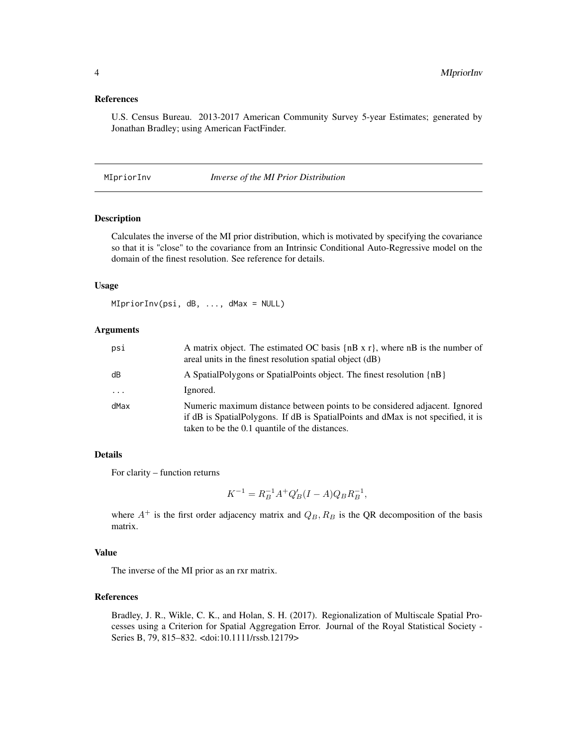### References

U.S. Census Bureau. 2013-2017 American Community Survey 5-year Estimates; generated by Jonathan Bradley; using American FactFinder.

---

## MIpriorInv — *Inverse of the MI Prior Distribution*

### Description

Calculates the inverse of the MI prior distribution, which is motivated by specifying the covariance so that it is "close" to the covariance from an Intrinsic Conditional Auto-Regressive model on the domain of the finest resolution. See reference for details.

### Usage

```
MIpriorInv(psi, dB, ..., dMax = NULL)
```

### Arguments

| | |
|---|---|
| psi | A matrix object. The estimated OC basis {nB x r}, where nB is the number of areal units in the finest resolution spatial object (dB) |
| dB | A SpatialPolygons or SpatialPoints object. The finest resolution {nB} |
| ... | Ignored. |
| dMax | Numeric maximum distance between points to be considered adjacent. Ignored if dB is SpatialPolygons. If dB is SpatialPoints and dMax is not specified, it is taken to be the 0.1 quantile of the distances. |

### Details

For clarity – function returns

$$K^{-1} = R_B^{-1} A^+ Q_B' (I - A) Q_B R_B^{-1},$$

where $A^+$ is the first order adjacency matrix and $Q_B, R_B$ is the QR decomposition of the basis matrix.

### Value

The inverse of the MI prior as an rxr matrix.

### References

Bradley, J. R., Wikle, C. K., and Holan, S. H. (2017). Regionalization of Multiscale Spatial Processes using a Criterion for Spatial Aggregation Error. Journal of the Royal Statistical Society - Series B, 79, 815–832. <doi:10.1111/rssb.12179>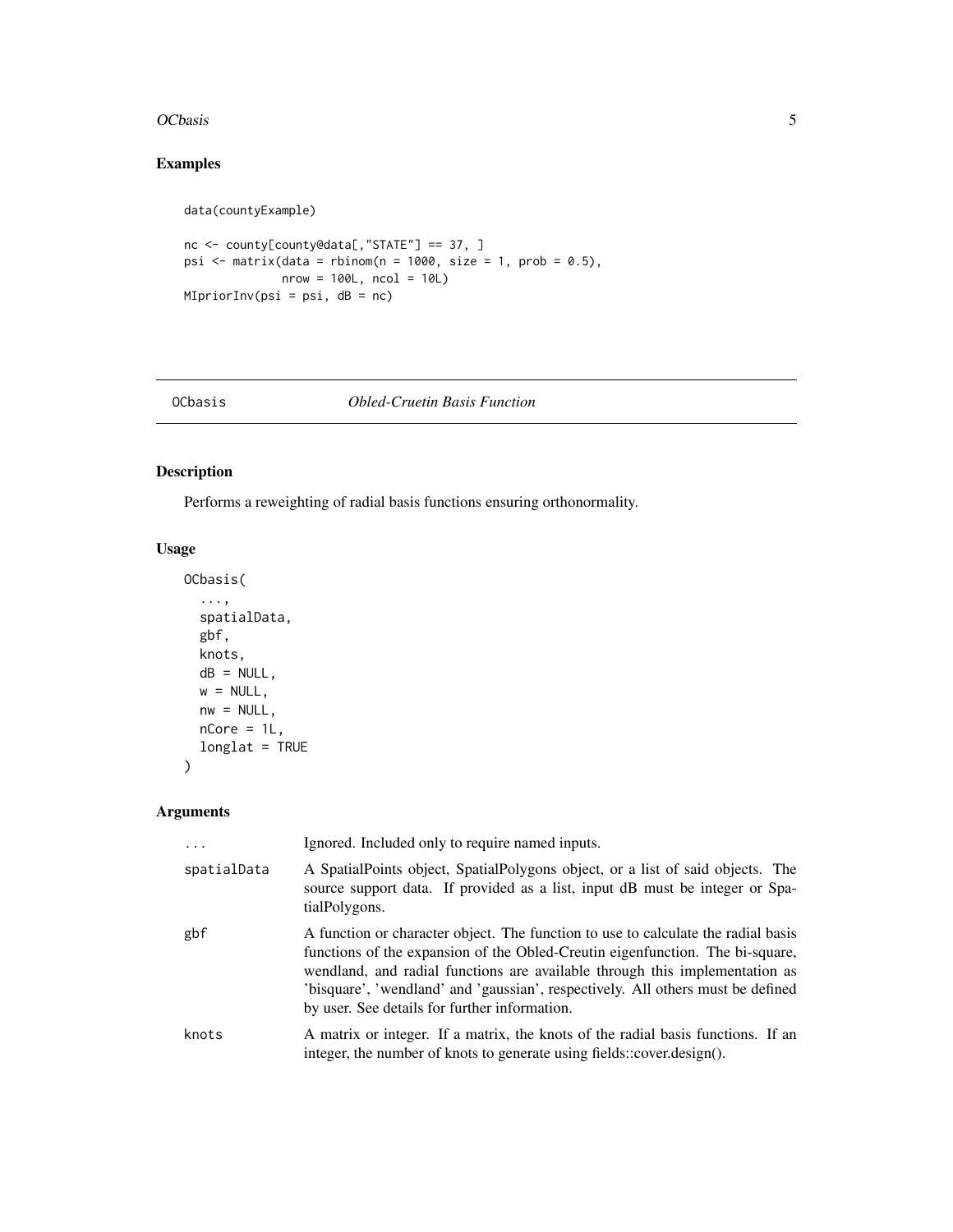## Examples

```
data(countyExample)

nc <- county[county@data[,"STATE"] == 37, ]
psi <- matrix(data = rbinom(n = 1000, size = 1, prob = 0.5),
              nrow = 100L, ncol = 10L)
MIpriorInv(psi = psi, dB = nc)
```

---

# OCbasis *Obled-Cruetin Basis Function*

## Description

Performs a reweighting of radial basis functions ensuring orthonormality.

## Usage

```
OCbasis(
  ...,
  spatialData,
  gbf,
  knots,
  dB = NULL,
  w = NULL,
  nw = NULL,
  nCore = 1L,
  longlat = TRUE
)
```

## Arguments

| | |
|---|---|
| ... | Ignored. Included only to require named inputs. |
| spatialData | A SpatialPoints object, SpatialPolygons object, or a list of said objects. The source support data. If provided as a list, input dB must be integer or SpatialPolygons. |
| gbf | A function or character object. The function to use to calculate the radial basis functions of the expansion of the Obled-Creutin eigenfunction. The bi-square, wendland, and radial functions are available through this implementation as 'bisquare', 'wendland' and 'gaussian', respectively. All others must be defined by user. See details for further information. |
| knots | A matrix or integer. If a matrix, the knots of the radial basis functions. If an integer, the number of knots to generate using fields::cover.design(). |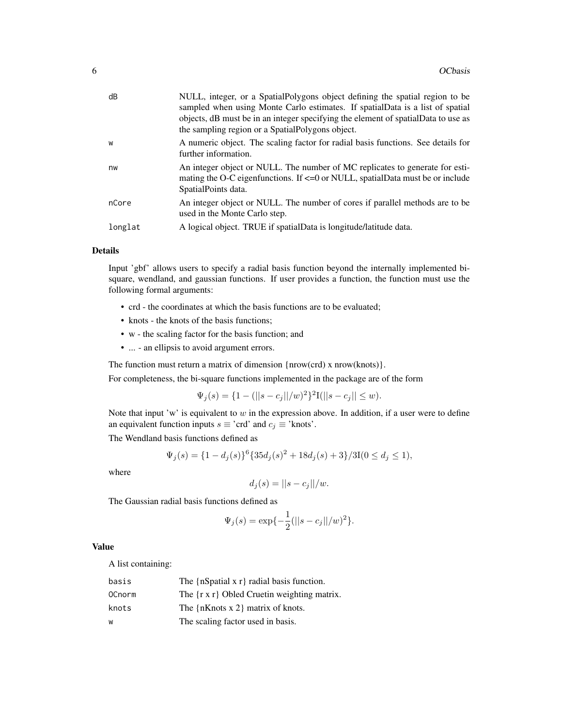| | |
|---|---|
| dB | NULL, integer, or a SpatialPolygons object defining the spatial region to be sampled when using Monte Carlo estimates. If spatialData is a list of spatial objects, dB must be in an integer specifying the element of spatialData to use as the sampling region or a SpatialPolygons object. |
| w | A numeric object. The scaling factor for radial basis functions. See details for further information. |
| nw | An integer object or NULL. The number of MC replicates to generate for estimating the O-C eigenfunctions. If <=0 or NULL, spatialData must be or include SpatialPoints data. |
| nCore | An integer object or NULL. The number of cores if parallel methods are to be used in the Monte Carlo step. |
| longlat | A logical object. TRUE if spatialData is longitude/latitude data. |

### Details

Input 'gbf' allows users to specify a radial basis function beyond the internally implemented bi-square, wendland, and gaussian functions. If user provides a function, the function must use the following formal arguments:

- crd - the coordinates at which the basis functions are to be evaluated;
- knots - the knots of the basis functions;
- w - the scaling factor for the basis function; and
- ... - an ellipsis to avoid argument errors.

The function must return a matrix of dimension {nrow(crd) x nrow(knots)}.

For completeness, the bi-square functions implemented in the package are of the form

$$\Psi_j(s) = \{1 - (||s - c_j||/w)^2\}^2 \mathrm{I}(||s - c_j|| \leq w).$$

Note that input 'w' is equivalent to $w$ in the expression above. In addition, if a user were to define an equivalent function inputs $s \equiv$ 'crd' and $c_j \equiv$ 'knots'.

The Wendland basis functions defined as

$$\Psi_j(s) = \{1 - d_j(s)\}^6 \{35 d_j(s)^2 + 18 d_j(s) + 3\}/3\mathrm{I}(0 \leq d_j \leq 1),$$

where

$$d_j(s) = ||s - c_j||/w.$$

The Gaussian radial basis functions defined as

$$\Psi_j(s) = \exp\{-\frac{1}{2}(||s - c_j||/w)^2\}.$$

### Value

A list containing:

| | |
|---|---|
| basis | The {nSpatial x r} radial basis function. |
| OCnorm | The {r x r} Obled Cruetin weighting matrix. |
| knots | The {nKnots x 2} matrix of knots. |
| w | The scaling factor used in basis. |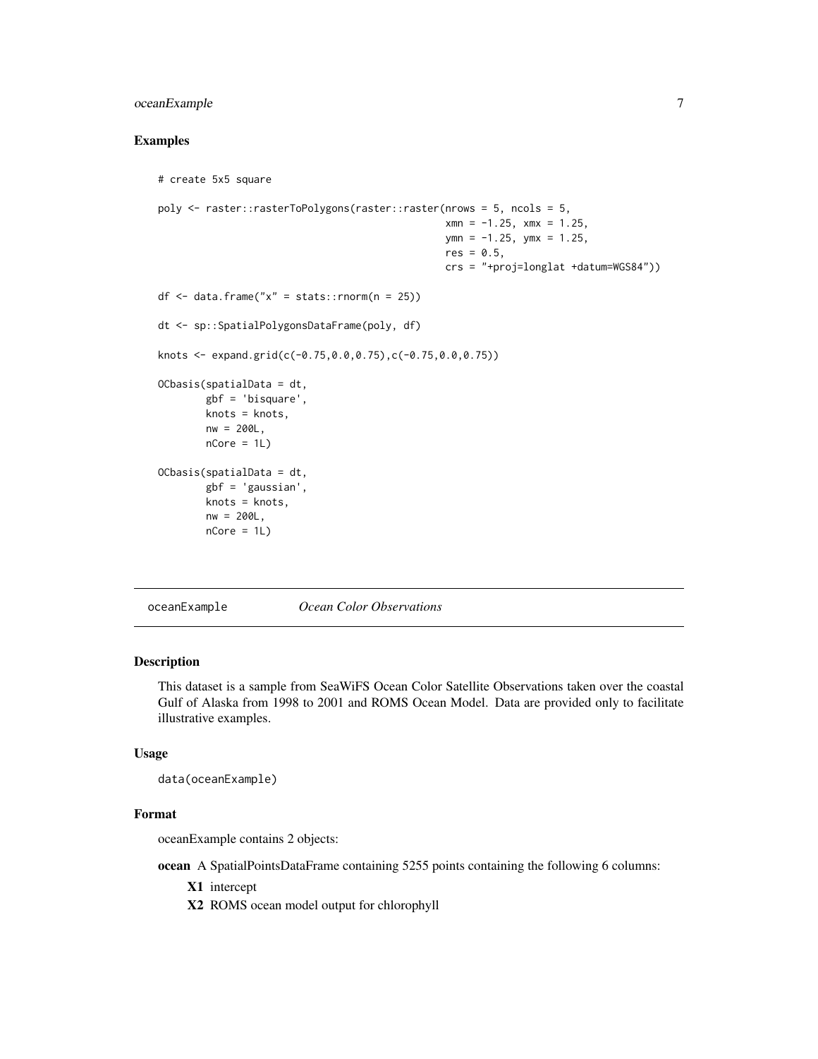## Examples

```
# create 5x5 square

poly <- raster::rasterToPolygons(raster::raster(nrows = 5, ncols = 5,
                                                xmn = -1.25, xmx = 1.25,
                                                ymn = -1.25, ymx = 1.25,
                                                res = 0.5,
                                                crs = "+proj=longlat +datum=WGS84"))

df <- data.frame("x" = stats::rnorm(n = 25))

dt <- sp::SpatialPolygonsDataFrame(poly, df)

knots <- expand.grid(c(-0.75,0.0,0.75),c(-0.75,0.0,0.75))

OCbasis(spatialData = dt,
        gbf = 'bisquare',
        knots = knots,
        nw = 200L,
        nCore = 1L)

OCbasis(spatialData = dt,
        gbf = 'gaussian',
        knots = knots,
        nw = 200L,
        nCore = 1L)
```

---

`oceanExample` *Ocean Color Observations*

---

## Description

This dataset is a sample from SeaWiFS Ocean Color Satellite Observations taken over the coastal Gulf of Alaska from 1998 to 2001 and ROMS Ocean Model. Data are provided only to facilitate illustrative examples.

## Usage

```
data(oceanExample)
```

## Format

oceanExample contains 2 objects:

**ocean** A SpatialPointsDataFrame containing 5255 points containing the following 6 columns:

- **X1** intercept
- **X2** ROMS ocean model output for chlorophyll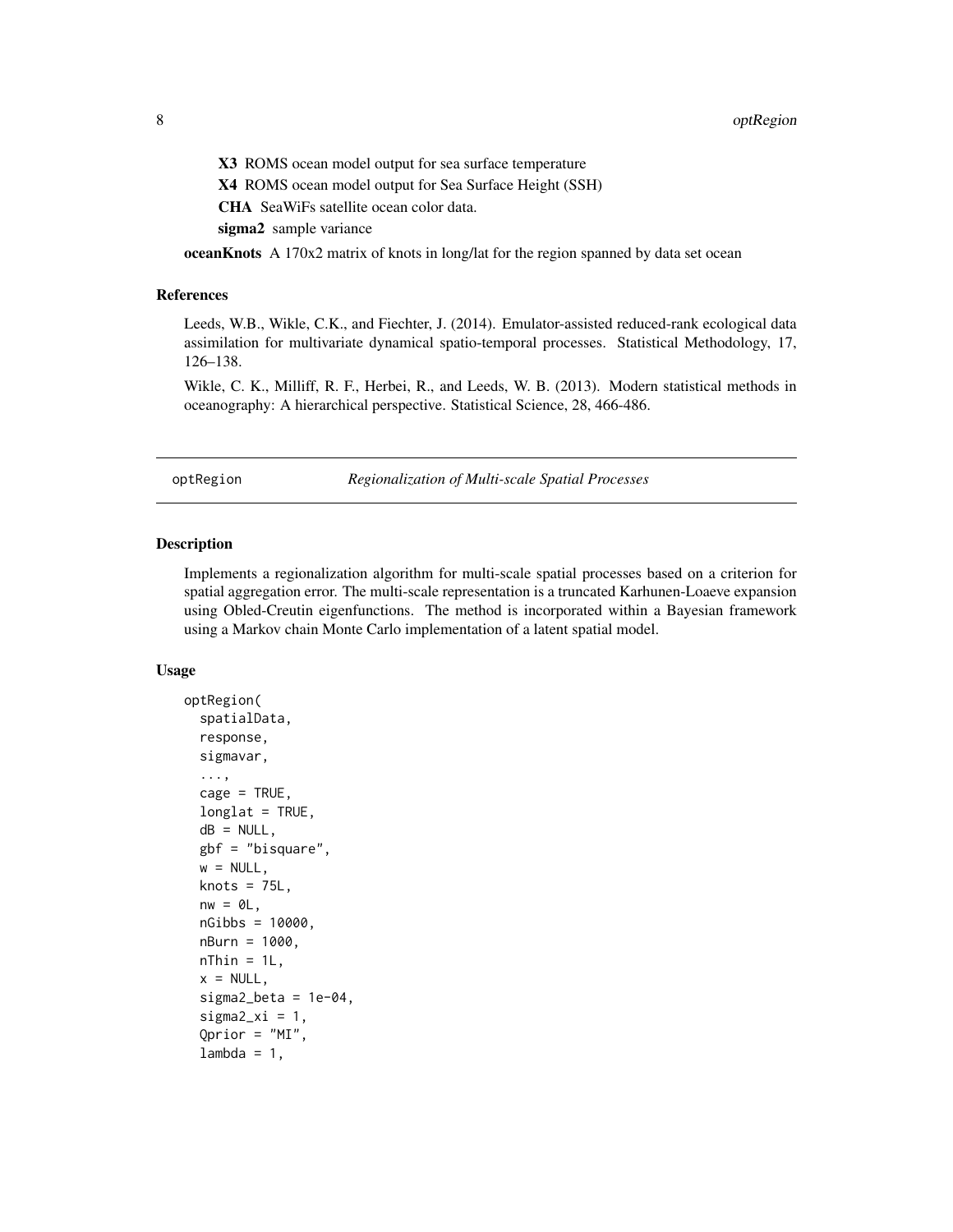**X3** ROMS ocean model output for sea surface temperature

**X4** ROMS ocean model output for Sea Surface Height (SSH)

**CHA** SeaWiFs satellite ocean color data.

**sigma2** sample variance

**oceanKnots** A 170x2 matrix of knots in long/lat for the region spanned by data set ocean

## References

Leeds, W.B., Wikle, C.K., and Fiechter, J. (2014). Emulator-assisted reduced-rank ecological data assimilation for multivariate dynamical spatio-temporal processes. Statistical Methodology, 17, 126–138.

Wikle, C. K., Milliff, R. F., Herbei, R., and Leeds, W. B. (2013). Modern statistical methods in oceanography: A hierarchical perspective. Statistical Science, 28, 466-486.

---

# optRegion — *Regionalization of Multi-scale Spatial Processes*

## Description

Implements a regionalization algorithm for multi-scale spatial processes based on a criterion for spatial aggregation error. The multi-scale representation is a truncated Karhunen-Loaeve expansion using Obled-Creutin eigenfunctions. The method is incorporated within a Bayesian framework using a Markov chain Monte Carlo implementation of a latent spatial model.

## Usage

```
optRegion(
  spatialData,
  response,
  sigmavar,
  ...,
  cage = TRUE,
  longlat = TRUE,
  dB = NULL,
  gbf = "bisquare",
  w = NULL,
  knots = 75L,
  nw = 0L,
  nGibbs = 10000,
  nBurn = 1000,
  nThin = 1L,
  x = NULL,
  sigma2_beta = 1e-04,
  sigma2_xi = 1,
  Qprior = "MI",
  lambda = 1,
```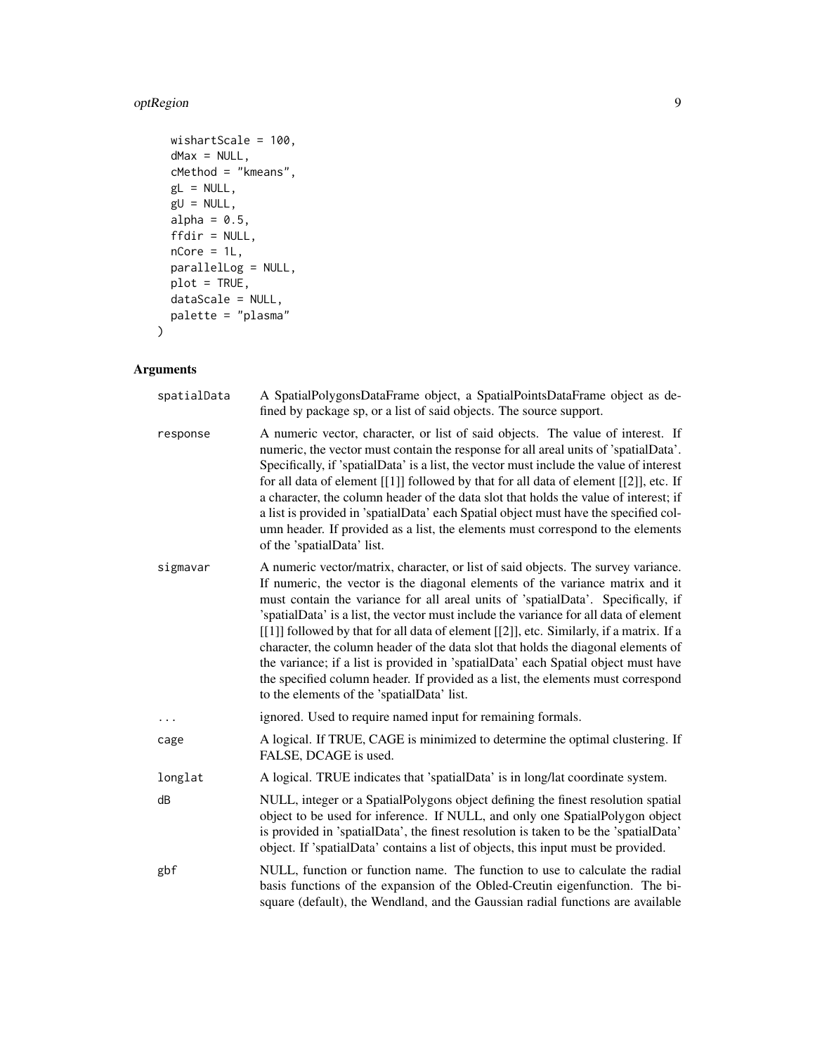```
  wishartScale = 100,
  dMax = NULL,
  cMethod = "kmeans",
  gL = NULL,
  gU = NULL,
  alpha = 0.5,
  ffdir = NULL,
  nCore = 1L,
  parallelLog = NULL,
  plot = TRUE,
  dataScale = NULL,
  palette = "plasma"
)
```

## Arguments

| | |
|---|---|
| spatialData | A SpatialPolygonsDataFrame object, a SpatialPointsDataFrame object as defined by package sp, or a list of said objects. The source support. |
| response | A numeric vector, character, or list of said objects. The value of interest. If numeric, the vector must contain the response for all areal units of 'spatialData'. Specifically, if 'spatialData' is a list, the vector must include the value of interest for all data of element [[1]] followed by that for all data of element [[2]], etc. If a character, the column header of the data slot that holds the value of interest; if a list is provided in 'spatialData' each Spatial object must have the specified column header. If provided as a list, the elements must correspond to the elements of the 'spatialData' list. |
| sigmavar | A numeric vector/matrix, character, or list of said objects. The survey variance. If numeric, the vector is the diagonal elements of the variance matrix and it must contain the variance for all areal units of 'spatialData'. Specifically, if 'spatialData' is a list, the vector must include the variance for all data of element [[1]] followed by that for all data of element [[2]], etc. Similarly, if a matrix. If a character, the column header of the data slot that holds the diagonal elements of the variance; if a list is provided in 'spatialData' each Spatial object must have the specified column header. If provided as a list, the elements must correspond to the elements of the 'spatialData' list. |
| ... | ignored. Used to require named input for remaining formals. |
| cage | A logical. If TRUE, CAGE is minimized to determine the optimal clustering. If FALSE, DCAGE is used. |
| longlat | A logical. TRUE indicates that 'spatialData' is in long/lat coordinate system. |
| dB | NULL, integer or a SpatialPolygons object defining the finest resolution spatial object to be used for inference. If NULL, and only one SpatialPolygon object is provided in 'spatialData', the finest resolution is taken to be the 'spatialData' object. If 'spatialData' contains a list of objects, this input must be provided. |
| gbf | NULL, function or function name. The function to use to calculate the radial basis functions of the expansion of the Obled-Creutin eigenfunction. The bisquare (default), the Wendland, and the Gaussian radial functions are available |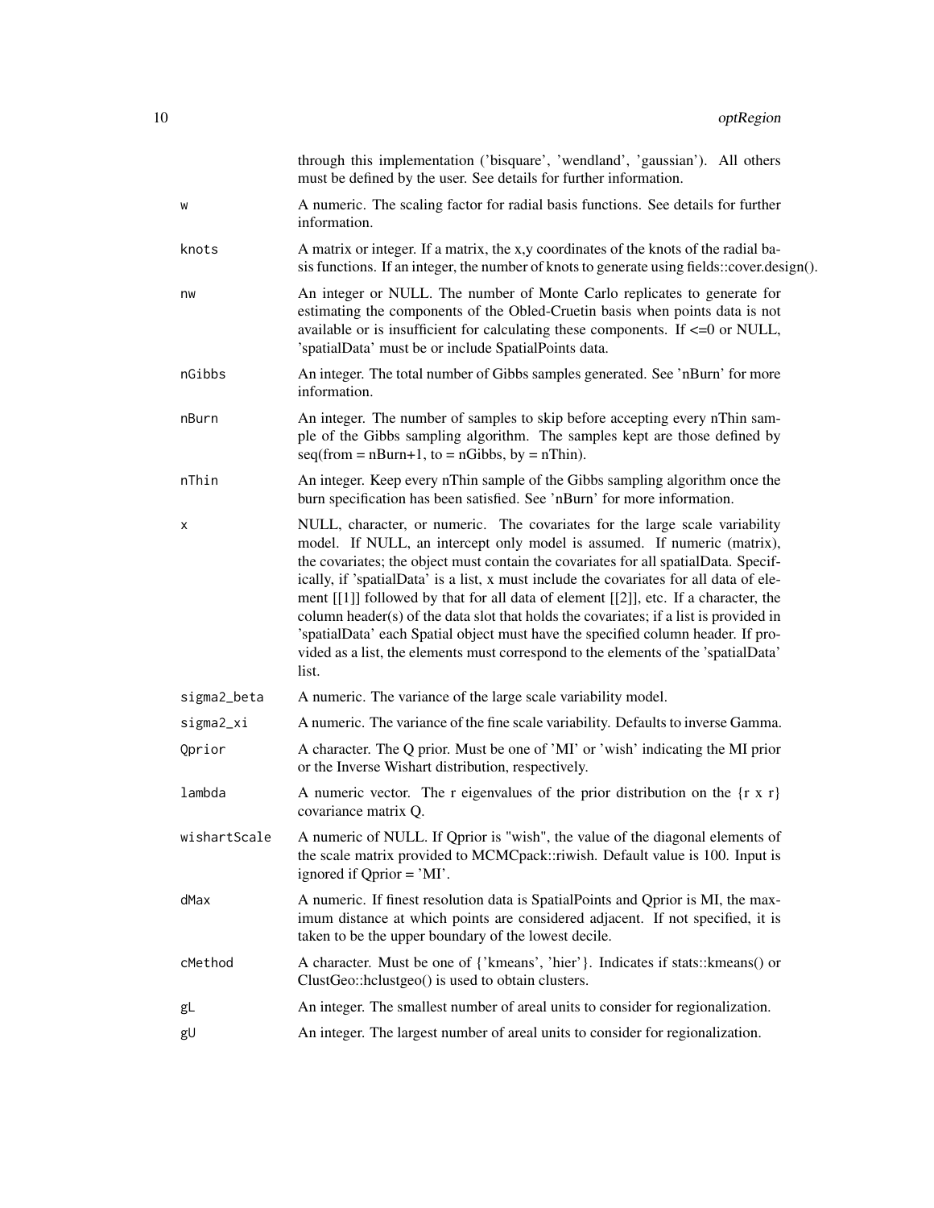through this implementation ('bisquare', 'wendland', 'gaussian'). All others must be defined by the user. See details for further information.

| | |
|---|---|
| w | A numeric. The scaling factor for radial basis functions. See details for further information. |
| knots | A matrix or integer. If a matrix, the x,y coordinates of the knots of the radial basis functions. If an integer, the number of knots to generate using fields::cover.design(). |
| nw | An integer or NULL. The number of Monte Carlo replicates to generate for estimating the components of the Obled-Cruetin basis when points data is not available or is insufficient for calculating these components. If <=0 or NULL, 'spatialData' must be or include SpatialPoints data. |
| nGibbs | An integer. The total number of Gibbs samples generated. See 'nBurn' for more information. |
| nBurn | An integer. The number of samples to skip before accepting every nThin sample of the Gibbs sampling algorithm. The samples kept are those defined by seq(from = nBurn+1, to = nGibbs, by = nThin). |
| nThin | An integer. Keep every nThin sample of the Gibbs sampling algorithm once the burn specification has been satisfied. See 'nBurn' for more information. |
| x | NULL, character, or numeric. The covariates for the large scale variability model. If NULL, an intercept only model is assumed. If numeric (matrix), the covariates; the object must contain the covariates for all spatialData. Specifically, if 'spatialData' is a list, x must include the covariates for all data of element [[1]] followed by that for all data of element [[2]], etc. If a character, the column header(s) of the data slot that holds the covariates; if a list is provided in 'spatialData' each Spatial object must have the specified column header. If provided as a list, the elements must correspond to the elements of the 'spatialData' list. |
| sigma2_beta | A numeric. The variance of the large scale variability model. |
| sigma2_xi | A numeric. The variance of the fine scale variability. Defaults to inverse Gamma. |
| Qprior | A character. The Q prior. Must be one of 'MI' or 'wish' indicating the MI prior or the Inverse Wishart distribution, respectively. |
| lambda | A numeric vector. The r eigenvalues of the prior distribution on the {r x r} covariance matrix Q. |
| wishartScale | A numeric of NULL. If Qprior is "wish", the value of the diagonal elements of the scale matrix provided to MCMCpack::riwish. Default value is 100. Input is ignored if Qprior = 'MI'. |
| dMax | A numeric. If finest resolution data is SpatialPoints and Qprior is MI, the maximum distance at which points are considered adjacent. If not specified, it is taken to be the upper boundary of the lowest decile. |
| cMethod | A character. Must be one of {'kmeans', 'hier'}. Indicates if stats::kmeans() or ClustGeo::hclustgeo() is used to obtain clusters. |
| gL | An integer. The smallest number of areal units to consider for regionalization. |
| gU | An integer. The largest number of areal units to consider for regionalization. |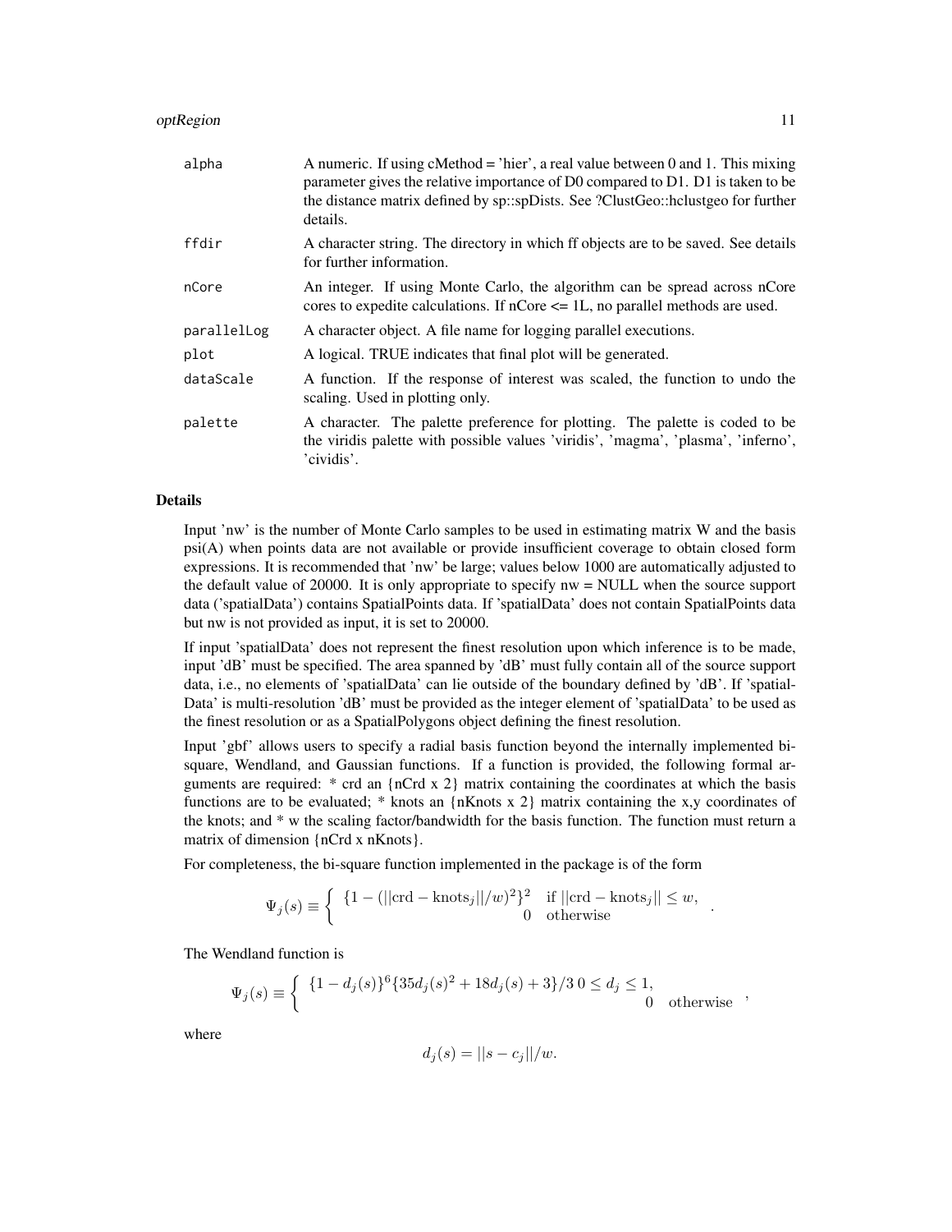| | |
|---|---|
| alpha | A numeric. If using cMethod = 'hier', a real value between 0 and 1. This mixing parameter gives the relative importance of D0 compared to D1. D1 is taken to be the distance matrix defined by sp::spDists. See ?ClustGeo::hclustgeo for further details. |
| ffdir | A character string. The directory in which ff objects are to be saved. See details for further information. |
| nCore | An integer. If using Monte Carlo, the algorithm can be spread across nCore cores to expedite calculations. If nCore <= 1L, no parallel methods are used. |
| parallelLog | A character object. A file name for logging parallel executions. |
| plot | A logical. TRUE indicates that final plot will be generated. |
| dataScale | A function. If the response of interest was scaled, the function to undo the scaling. Used in plotting only. |
| palette | A character. The palette preference for plotting. The palette is coded to be the viridis palette with possible values 'viridis', 'magma', 'plasma', 'inferno', 'cividis'. |

## Details

Input 'nw' is the number of Monte Carlo samples to be used in estimating matrix W and the basis psi(A) when points data are not available or provide insufficient coverage to obtain closed form expressions. It is recommended that 'nw' be large; values below 1000 are automatically adjusted to the default value of 20000. It is only appropriate to specify nw = NULL when the source support data ('spatialData') contains SpatialPoints data. If 'spatialData' does not contain SpatialPoints data but nw is not provided as input, it is set to 20000.

If input 'spatialData' does not represent the finest resolution upon which inference is to be made, input 'dB' must be specified. The area spanned by 'dB' must fully contain all of the source support data, i.e., no elements of 'spatialData' can lie outside of the boundary defined by 'dB'. If 'spatialData' is multi-resolution 'dB' must be provided as the integer element of 'spatialData' to be used as the finest resolution or as a SpatialPolygons object defining the finest resolution.

Input 'gbf' allows users to specify a radial basis function beyond the internally implemented bi-square, Wendland, and Gaussian functions. If a function is provided, the following formal arguments are required: * crd an {nCrd x 2} matrix containing the coordinates at which the basis functions are to be evaluated; * knots an {nKnots x 2} matrix containing the x,y coordinates of the knots; and * w the scaling factor/bandwidth for the basis function. The function must return a matrix of dimension {nCrd x nKnots}.

For completeness, the bi-square function implemented in the package is of the form

$$\Psi_j(s) \equiv \begin{cases} \{1 - (||\text{crd} - \text{knots}_j||/w)^2\}^2 & \text{if } ||\text{crd} - \text{knots}_j|| \leq w, \\ 0 & \text{otherwise} \end{cases}.$$

The Wendland function is

$$\Psi_j(s) \equiv \begin{cases} \{1 - d_j(s)\}^6 \{35 d_j(s)^2 + 18 d_j(s) + 3\}/3 \; 0 \leq d_j \leq 1, \\ 0 \quad \text{otherwise} \end{cases},$$

where

$$d_j(s) = ||s - c_j||/w.$$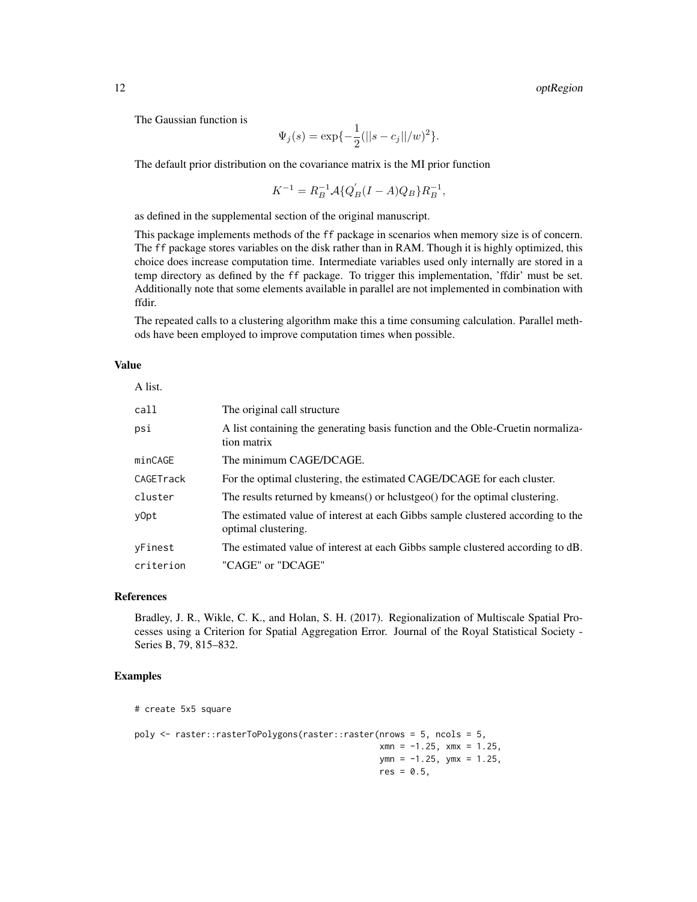The Gaussian function is

$$\Psi_j(s) = \exp\{-\frac{1}{2}(||s - c_j||/w)^2\}.$$

The default prior distribution on the covariance matrix is the MI prior function

$$K^{-1} = R_B^{-1}\mathcal{A}\{Q_B^{'}(I - A)Q_B\}R_B^{-1},$$

as defined in the supplemental section of the original manuscript.

This package implements methods of the ff package in scenarios when memory size is of concern. The ff package stores variables on the disk rather than in RAM. Though it is highly optimized, this choice does increase computation time. Intermediate variables used only internally are stored in a temp directory as defined by the ff package. To trigger this implementation, 'ffdir' must be set. Additionally note that some elements available in parallel are not implemented in combination with ffdir.

The repeated calls to a clustering algorithm make this a time consuming calculation. Parallel methods have been employed to improve computation times when possible.

## Value

A list.

| | |
|---|---|
| `call` | The original call structure |
| `psi` | A list containing the generating basis function and the Oble-Cruetin normalization matrix |
| `minCAGE` | The minimum CAGE/DCAGE. |
| `CAGETrack` | For the optimal clustering, the estimated CAGE/DCAGE for each cluster. |
| `cluster` | The results returned by kmeans() or hclustgeo() for the optimal clustering. |
| `yOpt` | The estimated value of interest at each Gibbs sample clustered according to the optimal clustering. |
| `yFinest` | The estimated value of interest at each Gibbs sample clustered according to dB. |
| `criterion` | "CAGE" or "DCAGE" |

## References

Bradley, J. R., Wikle, C. K., and Holan, S. H. (2017). Regionalization of Multiscale Spatial Processes using a Criterion for Spatial Aggregation Error. Journal of the Royal Statistical Society - Series B, 79, 815–832.

## Examples

```
# create 5x5 square

poly <- raster::rasterToPolygons(raster::raster(nrows = 5, ncols = 5,
                                                xmn = -1.25, xmx = 1.25,
                                                ymn = -1.25, ymx = 1.25,
                                                res = 0.5,
```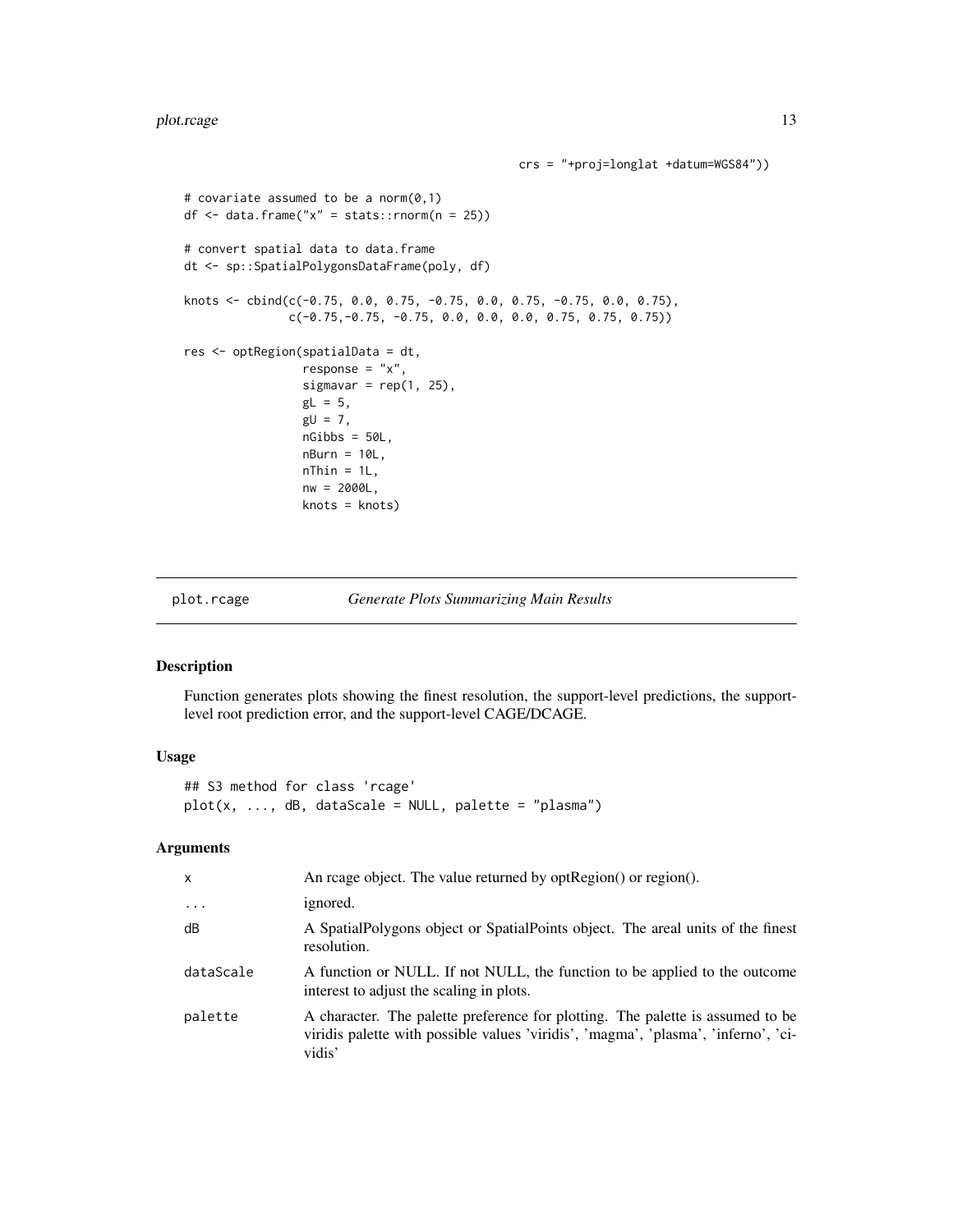```
                                                  crs = "+proj=longlat +datum=WGS84"))

# covariate assumed to be a norm(0,1)
df <- data.frame("x" = stats::rnorm(n = 25))

# convert spatial data to data.frame
dt <- sp::SpatialPolygonsDataFrame(poly, df)

knots <- cbind(c(-0.75, 0.0, 0.75, -0.75, 0.0, 0.75, -0.75, 0.0, 0.75),
               c(-0.75,-0.75, -0.75, 0.0, 0.0, 0.0, 0.75, 0.75, 0.75))

res <- optRegion(spatialData = dt,
                 response = "x",
                 sigmavar = rep(1, 25),
                 gL = 5,
                 gU = 7,
                 nGibbs = 50L,
                 nBurn = 10L,
                 nThin = 1L,
                 nw = 2000L,
                 knots = knots)
```

## plot.rcage    *Generate Plots Summarizing Main Results*

### Description

Function generates plots showing the finest resolution, the support-level predictions, the support-level root prediction error, and the support-level CAGE/DCAGE.

### Usage

```
## S3 method for class 'rcage'
plot(x, ..., dB, dataScale = NULL, palette = "plasma")
```

### Arguments

| | |
|---|---|
| x | An rcage object. The value returned by optRegion() or region(). |
| ... | ignored. |
| dB | A SpatialPolygons object or SpatialPoints object. The areal units of the finest resolution. |
| dataScale | A function or NULL. If not NULL, the function to be applied to the outcome interest to adjust the scaling in plots. |
| palette | A character. The palette preference for plotting. The palette is assumed to be viridis palette with possible values 'viridis', 'magma', 'plasma', 'inferno', 'cividis' |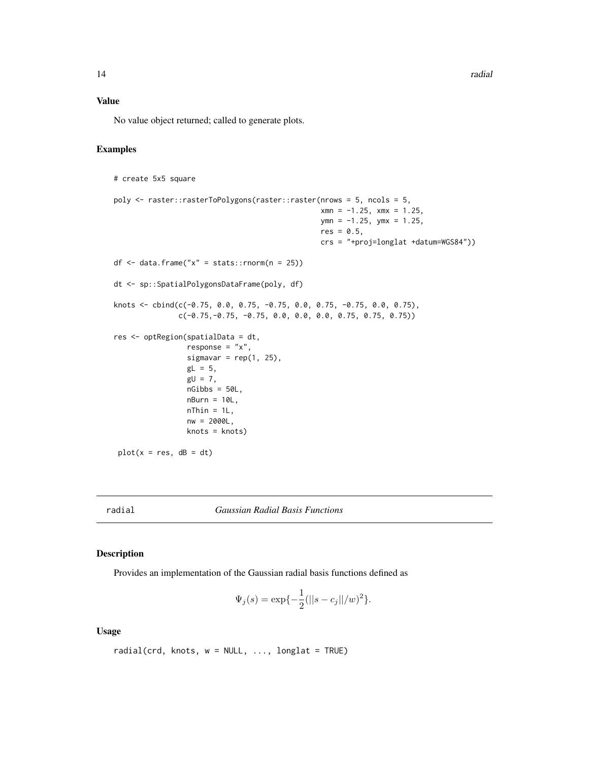## Value

No value object returned; called to generate plots.

## Examples

```
# create 5x5 square

poly <- raster::rasterToPolygons(raster::raster(nrows = 5, ncols = 5,
                                               xmn = -1.25, xmx = 1.25,
                                               ymn = -1.25, ymx = 1.25,
                                               res = 0.5,
                                               crs = "+proj=longlat +datum=WGS84"))

df <- data.frame("x" = stats::rnorm(n = 25))

dt <- sp::SpatialPolygonsDataFrame(poly, df)

knots <- cbind(c(-0.75, 0.0, 0.75, -0.75, 0.0, 0.75, -0.75, 0.0, 0.75),
               c(-0.75,-0.75, -0.75, 0.0, 0.0, 0.0, 0.75, 0.75, 0.75))

res <- optRegion(spatialData = dt,
                 response = "x",
                 sigmavar = rep(1, 25),
                 gL = 5,
                 gU = 7,
                 nGibbs = 50L,
                 nBurn = 10L,
                 nThin = 1L,
                 nw = 2000L,
                 knots = knots)

 plot(x = res, dB = dt)
```

---

# radial *Gaussian Radial Basis Functions*

## Description

Provides an implementation of the Gaussian radial basis functions defined as

$$\Psi_j(s) = \exp\{-\frac{1}{2}(||s - c_j||/w)^2\}.$$

## Usage

```
radial(crd, knots, w = NULL, ..., longlat = TRUE)
```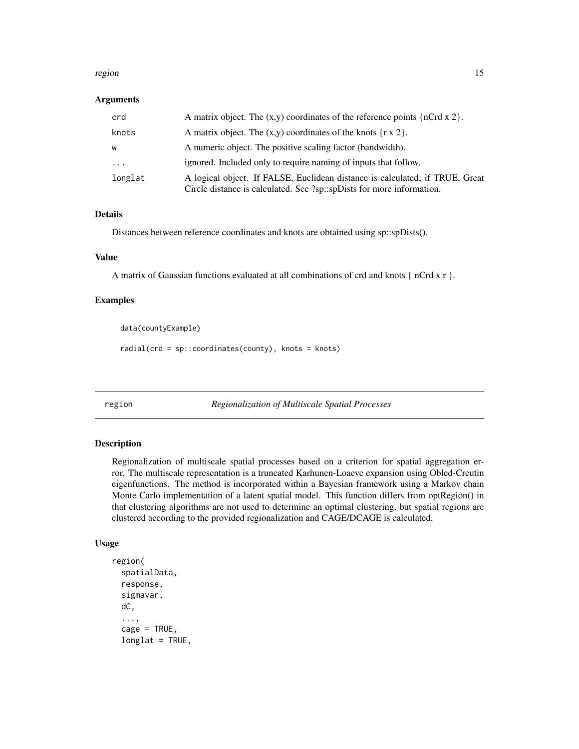### Arguments

| | |
|---|---|
| crd | A matrix object. The (x,y) coordinates of the reference points {nCrd x 2}. |
| knots | A matrix object. The (x,y) coordinates of the knots {r x 2}. |
| w | A numeric object. The positive scaling factor (bandwidth). |
| ... | ignored. Included only to require naming of inputs that follow. |
| longlat | A logical object. If FALSE, Euclidean distance is calculated; if TRUE, Great Circle distance is calculated. See ?sp::spDists for more information. |

### Details

Distances between reference coordinates and knots are obtained using sp::spDists().

### Value

A matrix of Gaussian functions evaluated at all combinations of crd and knots { nCrd x r }.

### Examples

```
data(countyExample)

radial(crd = sp::coordinates(county), knots = knots)
```

---

## region *Regionalization of Multiscale Spatial Processes*

---

### Description

Regionalization of multiscale spatial processes based on a criterion for spatial aggregation error. The multiscale representation is a truncated Karhunen-Loaeve expansion using Obled-Creutin eigenfunctions. The method is incorporated within a Bayesian framework using a Markov chain Monte Carlo implementation of a latent spatial model. This function differs from optRegion() in that clustering algorithms are not used to determine an optimal clustering, but spatial regions are clustered according to the provided regionalization and CAGE/DCAGE is calculated.

### Usage

```
region(
  spatialData,
  response,
  sigmavar,
  dC,
  ...,
  cage = TRUE,
  longlat = TRUE,
```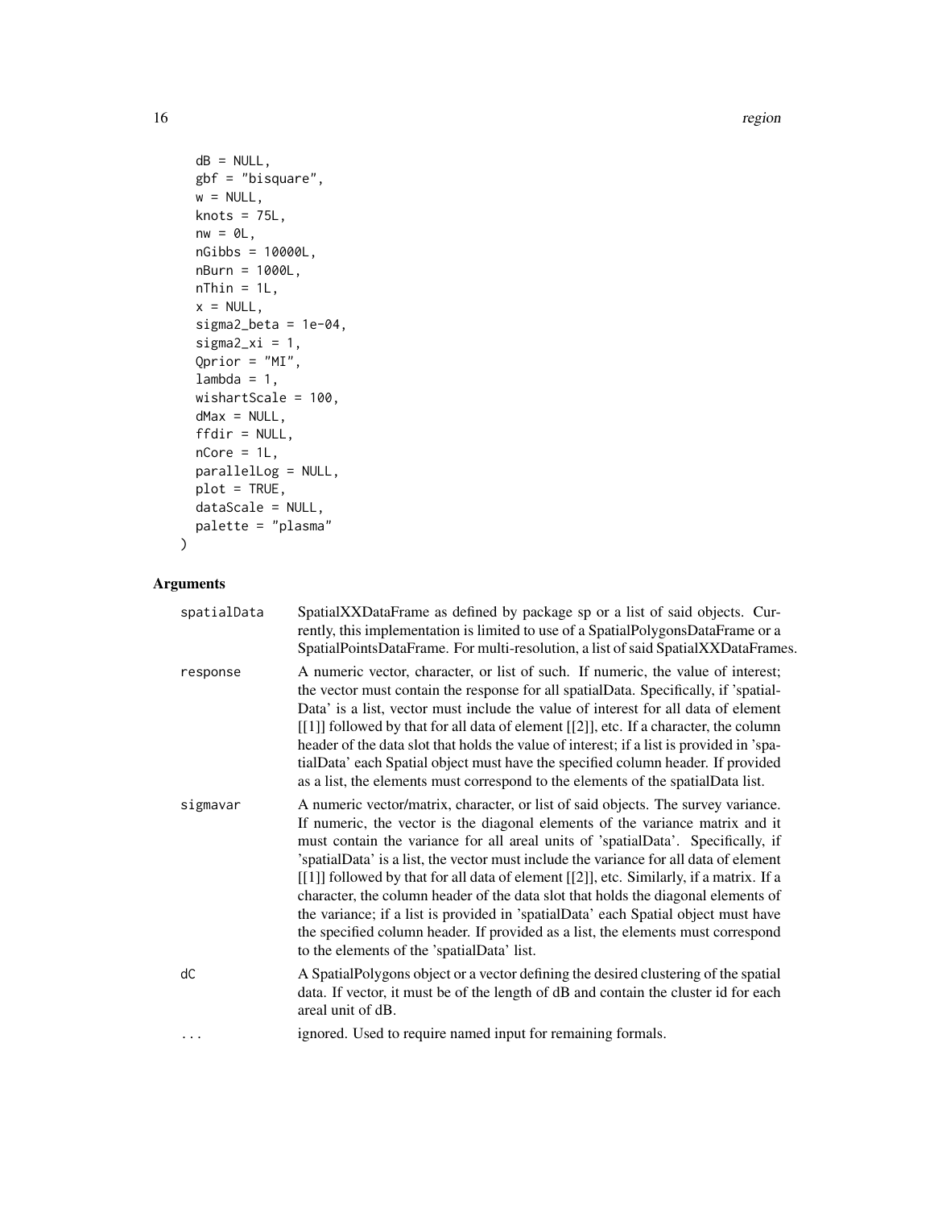```
  dB = NULL,
  gbf = "bisquare",
  w = NULL,
  knots = 75L,
  nw = 0L,
  nGibbs = 10000L,
  nBurn = 1000L,
  nThin = 1L,
  x = NULL,
  sigma2_beta = 1e-04,
  sigma2_xi = 1,
  Qprior = "MI",
  lambda = 1,
  wishartScale = 100,
  dMax = NULL,
  ffdir = NULL,
  nCore = 1L,
  parallelLog = NULL,
  plot = TRUE,
  dataScale = NULL,
  palette = "plasma"
)
```

## Arguments

| | |
|---|---|
| `spatialData` | SpatialXXDataFrame as defined by package sp or a list of said objects. Currently, this implementation is limited to use of a SpatialPolygonsDataFrame or a SpatialPointsDataFrame. For multi-resolution, a list of said SpatialXXDataFrames. |
| `response` | A numeric vector, character, or list of such. If numeric, the value of interest; the vector must contain the response for all spatialData. Specifically, if 'spatialData' is a list, vector must include the value of interest for all data of element [[1]] followed by that for all data of element [[2]], etc. If a character, the column header of the data slot that holds the value of interest; if a list is provided in 'spatialData' each Spatial object must have the specified column header. If provided as a list, the elements must correspond to the elements of the spatialData list. |
| `sigmavar` | A numeric vector/matrix, character, or list of said objects. The survey variance. If numeric, the vector is the diagonal elements of the variance matrix and it must contain the variance for all areal units of 'spatialData'. Specifically, if 'spatialData' is a list, the vector must include the variance for all data of element [[1]] followed by that for all data of element [[2]], etc. Similarly, if a matrix. If a character, the column header of the data slot that holds the diagonal elements of the variance; if a list is provided in 'spatialData' each Spatial object must have the specified column header. If provided as a list, the elements must correspond to the elements of the 'spatialData' list. |
| `dC` | A SpatialPolygons object or a vector defining the desired clustering of the spatial data. If vector, it must be of the length of dB and contain the cluster id for each areal unit of dB. |
| `...` | ignored. Used to require named input for remaining formals. |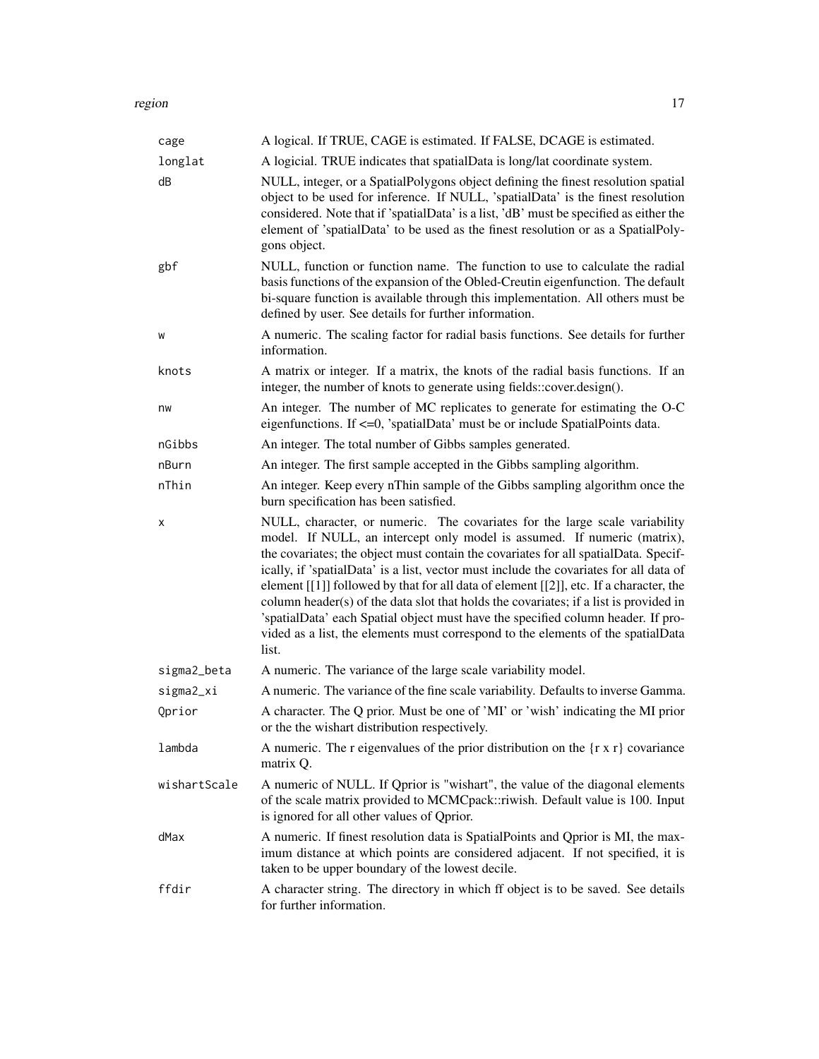| | |
|---|---|
| `cage` | A logical. If TRUE, CAGE is estimated. If FALSE, DCAGE is estimated. |
| `longlat` | A logicial. TRUE indicates that spatialData is long/lat coordinate system. |
| `dB` | NULL, integer, or a SpatialPolygons object defining the finest resolution spatial object to be used for inference. If NULL, 'spatialData' is the finest resolution considered. Note that if 'spatialData' is a list, 'dB' must be specified as either the element of 'spatialData' to be used as the finest resolution or as a SpatialPolygons object. |
| `gbf` | NULL, function or function name. The function to use to calculate the radial basis functions of the expansion of the Obled-Creutin eigenfunction. The default bi-square function is available through this implementation. All others must be defined by user. See details for further information. |
| `w` | A numeric. The scaling factor for radial basis functions. See details for further information. |
| `knots` | A matrix or integer. If a matrix, the knots of the radial basis functions. If an integer, the number of knots to generate using fields::cover.design(). |
| `nw` | An integer. The number of MC replicates to generate for estimating the O-C eigenfunctions. If <=0, 'spatialData' must be or include SpatialPoints data. |
| `nGibbs` | An integer. The total number of Gibbs samples generated. |
| `nBurn` | An integer. The first sample accepted in the Gibbs sampling algorithm. |
| `nThin` | An integer. Keep every nThin sample of the Gibbs sampling algorithm once the burn specification has been satisfied. |
| `x` | NULL, character, or numeric. The covariates for the large scale variability model. If NULL, an intercept only model is assumed. If numeric (matrix), the covariates; the object must contain the covariates for all spatialData. Specifically, if 'spatialData' is a list, vector must include the covariates for all data of element [[1]] followed by that for all data of element [[2]], etc. If a character, the column header(s) of the data slot that holds the covariates; if a list is provided in 'spatialData' each Spatial object must have the specified column header. If provided as a list, the elements must correspond to the elements of the spatialData list. |
| `sigma2_beta` | A numeric. The variance of the large scale variability model. |
| `sigma2_xi` | A numeric. The variance of the fine scale variability. Defaults to inverse Gamma. |
| `Qprior` | A character. The Q prior. Must be one of 'MI' or 'wish' indicating the MI prior or the the wishart distribution respectively. |
| `lambda` | A numeric. The r eigenvalues of the prior distribution on the {r x r} covariance matrix Q. |
| `wishartScale` | A numeric of NULL. If Qprior is "wishart", the value of the diagonal elements of the scale matrix provided to MCMCpack::riwish. Default value is 100. Input is ignored for all other values of Qprior. |
| `dMax` | A numeric. If finest resolution data is SpatialPoints and Qprior is MI, the maximum distance at which points are considered adjacent. If not specified, it is taken to be upper boundary of the lowest decile. |
| `ffdir` | A character string. The directory in which ff object is to be saved. See details for further information. |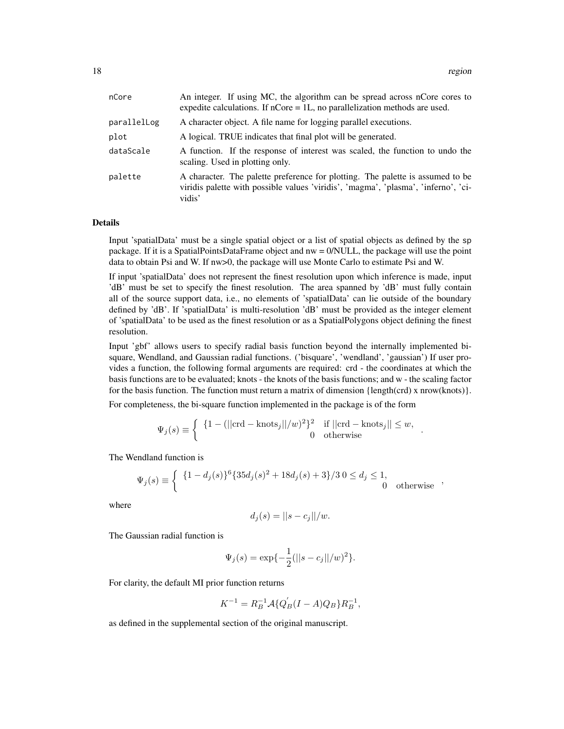| | |
|---|---|
| nCore | An integer. If using MC, the algorithm can be spread across nCore cores to expedite calculations. If nCore = 1L, no parallelization methods are used. |
| parallelLog | A character object. A file name for logging parallel executions. |
| plot | A logical. TRUE indicates that final plot will be generated. |
| dataScale | A function. If the response of interest was scaled, the function to undo the scaling. Used in plotting only. |
| palette | A character. The palette preference for plotting. The palette is assumed to be viridis palette with possible values 'viridis', 'magma', 'plasma', 'inferno', 'cividis' |

### Details

Input 'spatialData' must be a single spatial object or a list of spatial objects as defined by the sp package. If it is a SpatialPointsDataFrame object and nw = 0/NULL, the package will use the point data to obtain Psi and W. If nw>0, the package will use Monte Carlo to estimate Psi and W.

If input 'spatialData' does not represent the finest resolution upon which inference is made, input 'dB' must be set to specify the finest resolution. The area spanned by 'dB' must fully contain all of the source support data, i.e., no elements of 'spatialData' can lie outside of the boundary defined by 'dB'. If 'spatialData' is multi-resolution 'dB' must be provided as the integer element of 'spatialData' to be used as the finest resolution or as a SpatialPolygons object defining the finest resolution.

Input 'gbf' allows users to specify radial basis function beyond the internally implemented bisquare, Wendland, and Gaussian radial functions. ('bisquare', 'wendland', 'gaussian') If user provides a function, the following formal arguments are required: crd - the coordinates at which the basis functions are to be evaluated; knots - the knots of the basis functions; and w - the scaling factor for the basis function. The function must return a matrix of dimension {length(crd) x nrow(knots)}.

For completeness, the bi-square function implemented in the package is of the form

$$\Psi_j(s) \equiv \left\{ \begin{array}{cc} \{1 - (||\mathrm{crd} - \mathrm{knots}_j||/w)^2\}^2 & \text{if } ||\mathrm{crd} - \mathrm{knots}_j|| \le w, \\ 0 & \text{otherwise} \end{array} \right. .$$

The Wendland function is

$$\Psi_j(s) \equiv \left\{ \begin{array}{cc} \{1 - d_j(s)\}^6 \{35 d_j(s)^2 + 18 d_j(s) + 3\}/3 \; 0 \le d_j \le 1, \\ 0 & \text{otherwise} \end{array} \right. ,$$

where

$$d_j(s) = ||s - c_j||/w.$$

The Gaussian radial function is

$$\Psi_j(s) = \exp\{-\frac{1}{2}(||s - c_j||/w)^2\}.$$

For clarity, the default MI prior function returns

$$K^{-1} = R_B^{-1} \mathcal{A} \{Q_B^{'}(I - A) Q_B\} R_B^{-1},$$

as defined in the supplemental section of the original manuscript.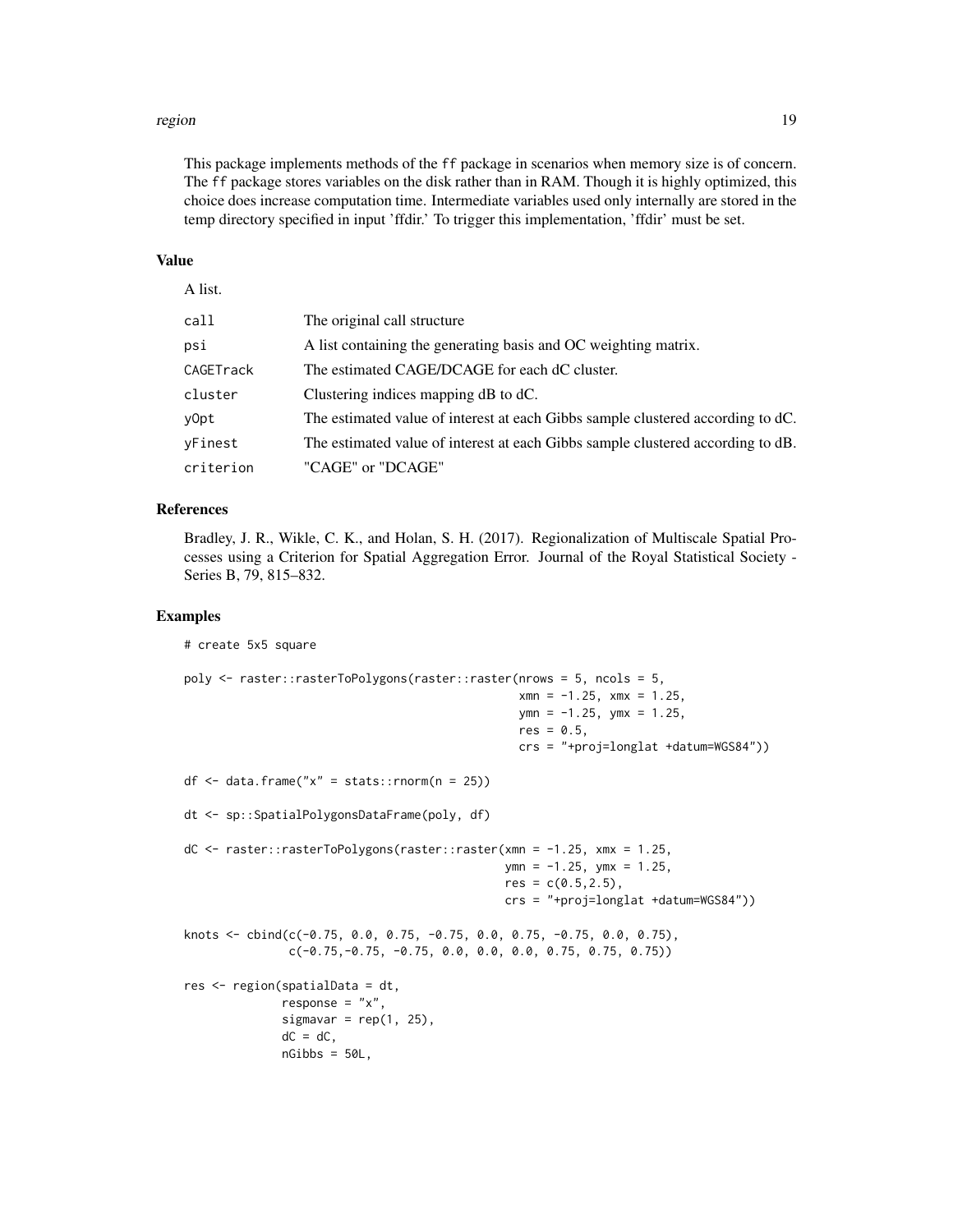This package implements methods of the ff package in scenarios when memory size is of concern. The ff package stores variables on the disk rather than in RAM. Though it is highly optimized, this choice does increase computation time. Intermediate variables used only internally are stored in the temp directory specified in input 'ffdir.' To trigger this implementation, 'ffdir' must be set.

### Value

A list.

| | |
|---|---|
| call | The original call structure |
| psi | A list containing the generating basis and OC weighting matrix. |
| CAGETrack | The estimated CAGE/DCAGE for each dC cluster. |
| cluster | Clustering indices mapping dB to dC. |
| yOpt | The estimated value of interest at each Gibbs sample clustered according to dC. |
| yFinest | The estimated value of interest at each Gibbs sample clustered according to dB. |
| criterion | "CAGE" or "DCAGE" |

### References

Bradley, J. R., Wikle, C. K., and Holan, S. H. (2017). Regionalization of Multiscale Spatial Processes using a Criterion for Spatial Aggregation Error. Journal of the Royal Statistical Society - Series B, 79, 815–832.

### Examples

```
# create 5x5 square

poly <- raster::rasterToPolygons(raster::raster(nrows = 5, ncols = 5,
                                                xmn = -1.25, xmx = 1.25,
                                                ymn = -1.25, ymx = 1.25,
                                                res = 0.5,
                                                crs = "+proj=longlat +datum=WGS84"))

df <- data.frame("x" = stats::rnorm(n = 25))

dt <- sp::SpatialPolygonsDataFrame(poly, df)

dC <- raster::rasterToPolygons(raster::raster(xmn = -1.25, xmx = 1.25,
                                              ymn = -1.25, ymx = 1.25,
                                              res = c(0.5,2.5),
                                              crs = "+proj=longlat +datum=WGS84"))

knots <- cbind(c(-0.75, 0.0, 0.75, -0.75, 0.0, 0.75, -0.75, 0.0, 0.75),
               c(-0.75,-0.75, -0.75, 0.0, 0.0, 0.0, 0.75, 0.75, 0.75))

res <- region(spatialData = dt,
              response = "x",
              sigmavar = rep(1, 25),
              dC = dC,
              nGibbs = 50L,
```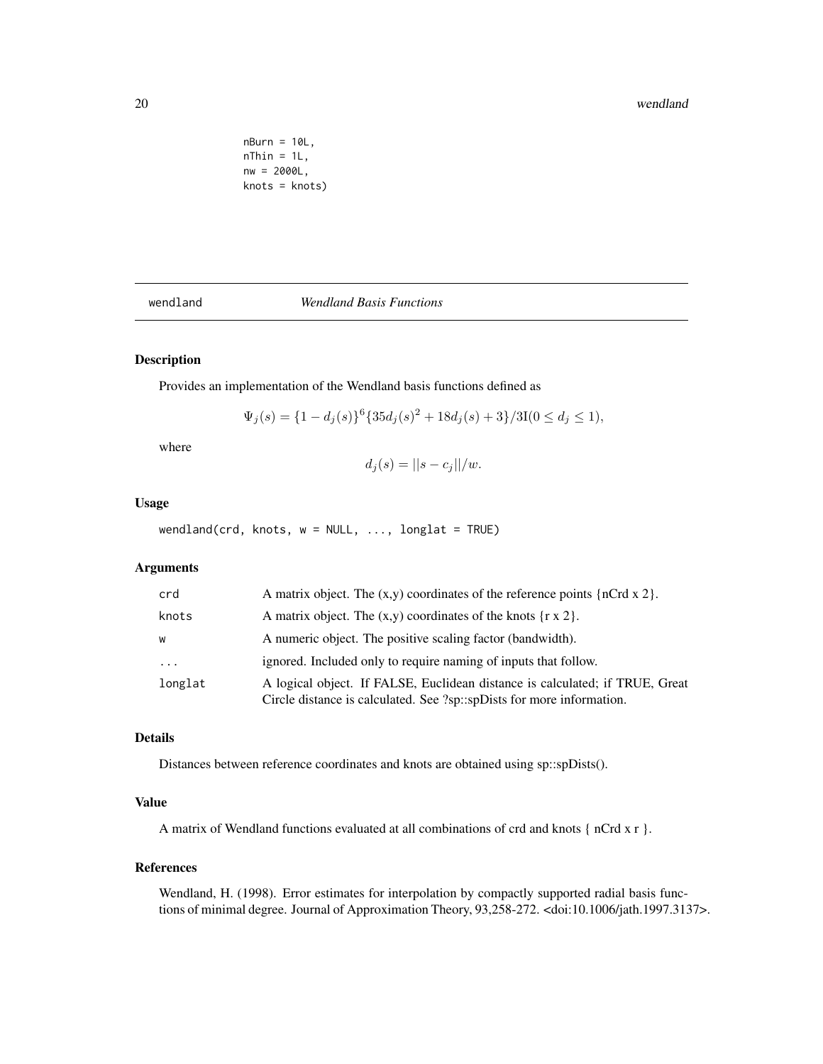```
        nBurn = 10L,
        nThin = 1L,
        nw = 2000L,
        knots = knots)
```

---

`wendland` *Wendland Basis Functions*

---

## Description

Provides an implementation of the Wendland basis functions defined as

$$\Psi_j(s) = \{1 - d_j(s)\}^6 \{35 d_j(s)^2 + 18 d_j(s) + 3\}/3\mathrm{I}(0 \le d_j \le 1),$$

where

$$d_j(s) = ||s - c_j||/w.$$

## Usage

```
wendland(crd, knots, w = NULL, ..., longlat = TRUE)
```

## Arguments

| | |
|---|---|
| `crd` | A matrix object. The (x,y) coordinates of the reference points {nCrd x 2}. |
| `knots` | A matrix object. The (x,y) coordinates of the knots {r x 2}. |
| `w` | A numeric object. The positive scaling factor (bandwidth). |
| `...` | ignored. Included only to require naming of inputs that follow. |
| `longlat` | A logical object. If FALSE, Euclidean distance is calculated; if TRUE, Great Circle distance is calculated. See ?sp::spDists for more information. |

## Details

Distances between reference coordinates and knots are obtained using sp::spDists().

## Value

A matrix of Wendland functions evaluated at all combinations of crd and knots { nCrd x r }.

## References

Wendland, H. (1998). Error estimates for interpolation by compactly supported radial basis functions of minimal degree. Journal of Approximation Theory, 93,258-272. <doi:10.1006/jath.1997.3137>.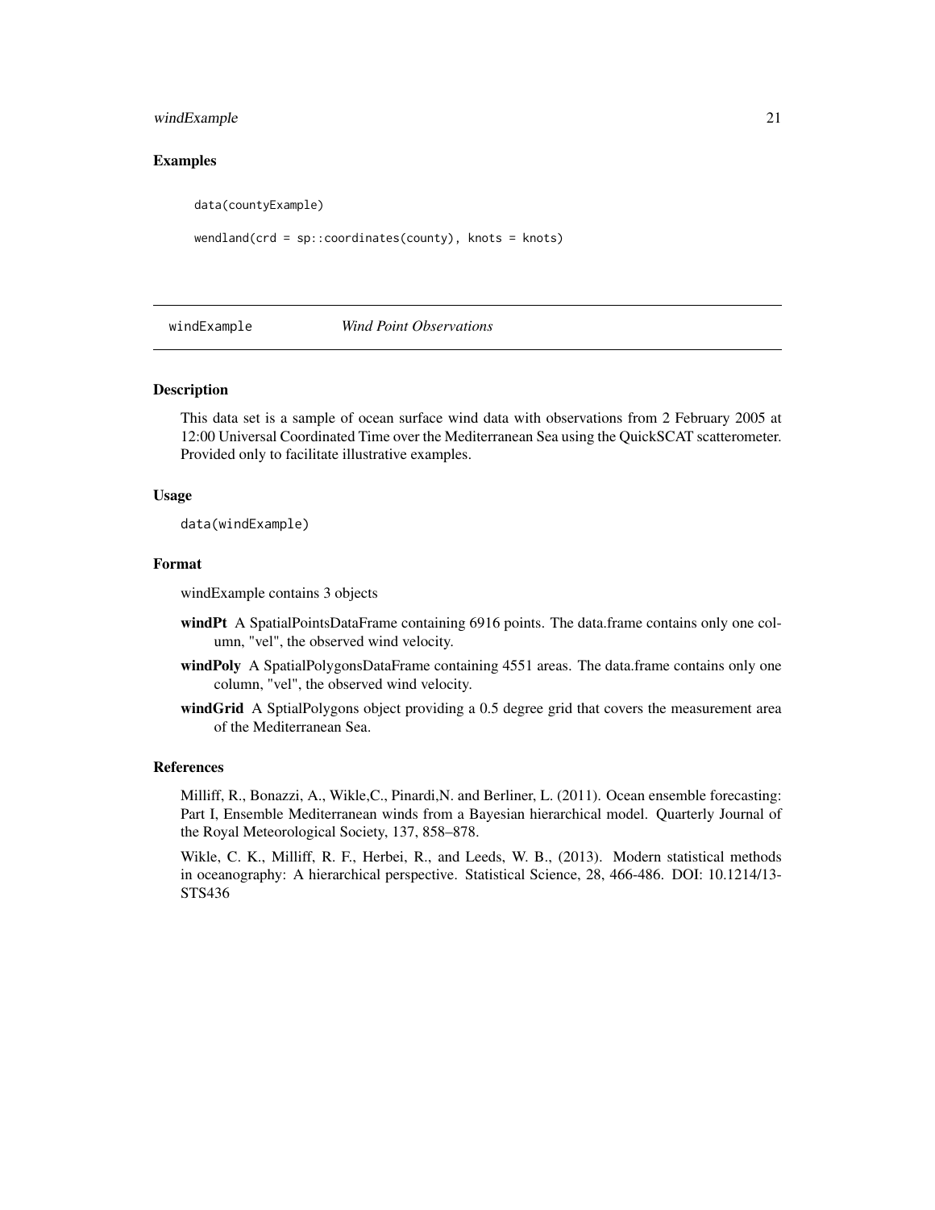## Examples

```
data(countyExample)

wendland(crd = sp::coordinates(county), knots = knots)
```

---

`windExample` *Wind Point Observations*

---

## Description

This data set is a sample of ocean surface wind data with observations from 2 February 2005 at 12:00 Universal Coordinated Time over the Mediterranean Sea using the QuickSCAT scatterometer. Provided only to facilitate illustrative examples.

## Usage

```
data(windExample)
```

## Format

windExample contains 3 objects

- **windPt** A SpatialPointsDataFrame containing 6916 points. The data.frame contains only one column, "vel", the observed wind velocity.
- **windPoly** A SpatialPolygonsDataFrame containing 4551 areas. The data.frame contains only one column, "vel", the observed wind velocity.
- **windGrid** A SptialPolygons object providing a 0.5 degree grid that covers the measurement area of the Mediterranean Sea.

## References

Milliff, R., Bonazzi, A., Wikle,C., Pinardi,N. and Berliner, L. (2011). Ocean ensemble forecasting: Part I, Ensemble Mediterranean winds from a Bayesian hierarchical model. Quarterly Journal of the Royal Meteorological Society, 137, 858–878.

Wikle, C. K., Milliff, R. F., Herbei, R., and Leeds, W. B., (2013). Modern statistical methods in oceanography: A hierarchical perspective. Statistical Science, 28, 466-486. DOI: 10.1214/13-STS436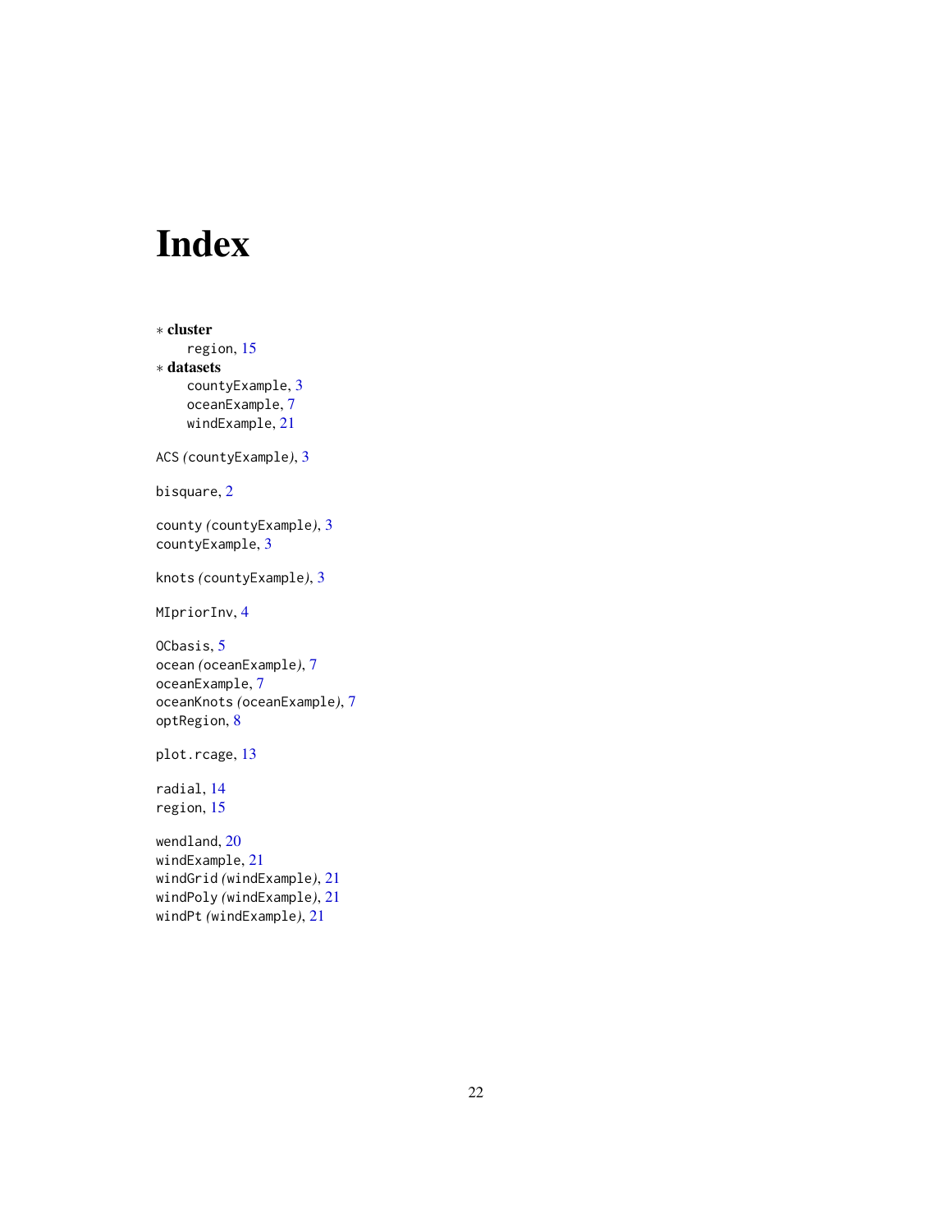# Index

∗ **cluster**
    region, 15

∗ **datasets**
    countyExample, 3
    oceanExample, 7
    windExample, 21

ACS (countyExample), 3

bisquare, 2

county (countyExample), 3
countyExample, 3

knots (countyExample), 3

MIpriorInv, 4

OCbasis, 5
ocean (oceanExample), 7
oceanExample, 7
oceanKnots (oceanExample), 7
optRegion, 8

plot.rcage, 13

radial, 14
region, 15

wendland, 20
windExample, 21
windGrid (windExample), 21
windPoly (windExample), 21
windPt (windExample), 21